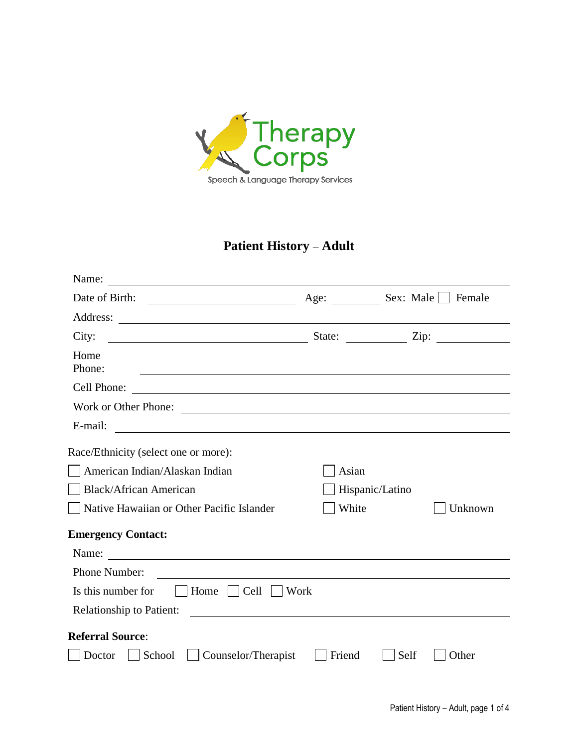Therapy Corps

Speech & Language Therapy Services

# Patient History – Adult

Name: ______________________________

Date of Birth: ______________ Age: ________ Sex: Male ☐ Female

Address: ______________________________

City: ______________ State: ________ Zip: ________

Home Phone: ______________________________

Cell Phone: ______________________________

Work or Other Phone: ______________________________

E-mail: ______________________________

Race/Ethnicity (select one or more):

☐ American Indian/Alaskan Indian  ☐ Asian

☐ Black/African American  ☐ Hispanic/Latino

☐ Native Hawaiian or Other Pacific Islander  ☐ White  ☐ Unknown

**Emergency Contact:**

Name: ______________________________

Phone Number: ______________________________

Is this number for ☐ Home ☐ Cell ☐ Work

Relationship to Patient: ______________________________

**Referral Source**:

☐ Doctor ☐ School ☐ Counselor/Therapist ☐ Friend ☐ Self ☐ Other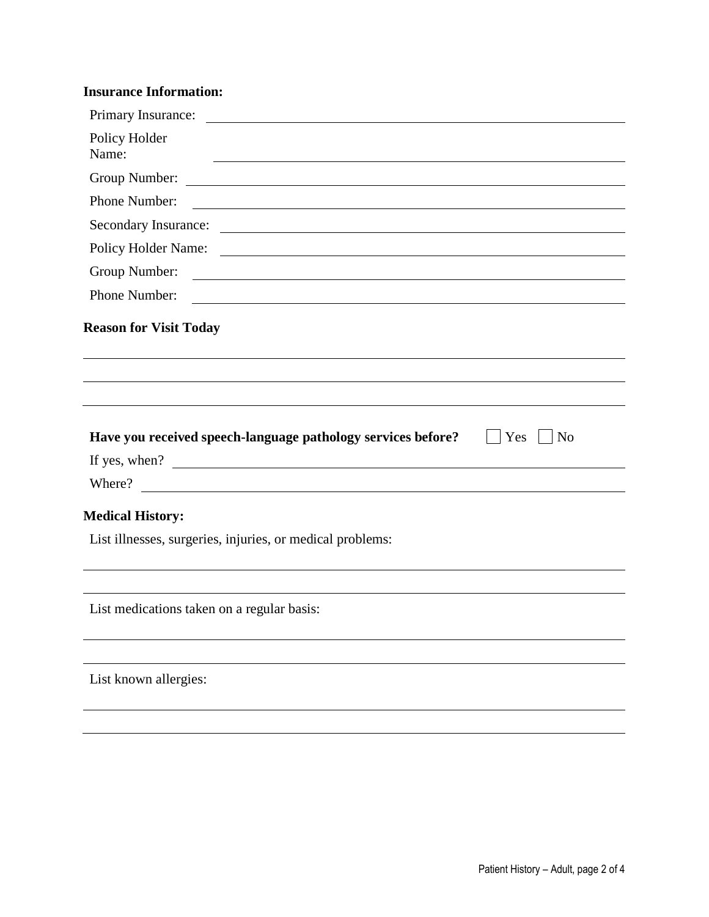**Insurance Information:**

Primary Insurance: ______________________________

Policy Holder Name: ______________________________

Group Number: ______________________________

Phone Number: ______________________________

Secondary Insurance: ______________________________

Policy Holder Name: ______________________________

Group Number: ______________________________

Phone Number: ______________________________

**Reason for Visit Today**

______________________________

______________________________

______________________________

**Have you received speech-language pathology services before?** ☐ Yes ☐ No

If yes, when? ______________________________

Where? ______________________________

**Medical History:**

List illnesses, surgeries, injuries, or medical problems:

______________________________

______________________________

List medications taken on a regular basis:

______________________________

______________________________

List known allergies:

______________________________

______________________________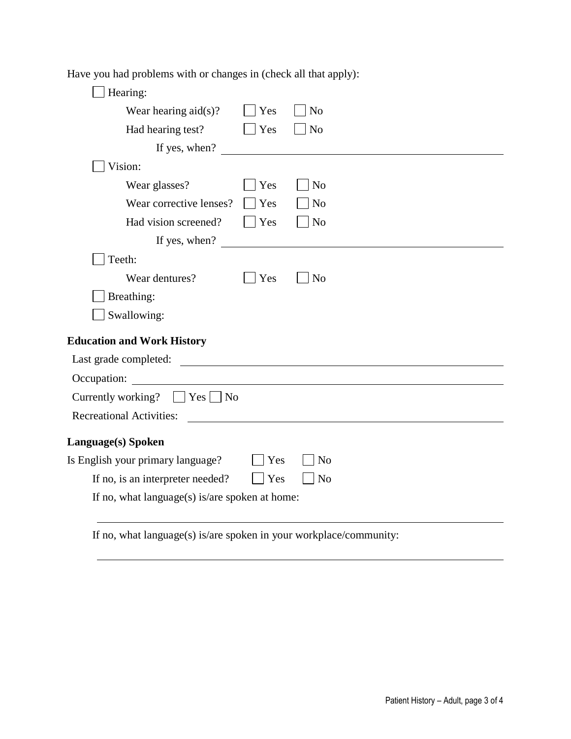Have you had problems with or changes in (check all that apply):

- ☐ Hearing:
  - Wear hearing aid(s)? ☐ Yes ☐ No
  - Had hearing test? ☐ Yes ☐ No
    - If yes, when? ______________________________
- ☐ Vision:
  - Wear glasses? ☐ Yes ☐ No
  - Wear corrective lenses? ☐ Yes ☐ No
  - Had vision screened? ☐ Yes ☐ No
    - If yes, when? ______________________________
- ☐ Teeth:
  - Wear dentures? ☐ Yes ☐ No
- ☐ Breathing:
- ☐ Swallowing:

**Education and Work History**

Last grade completed: ______________________________

Occupation: ______________________________

Currently working? ☐ Yes ☐ No

Recreational Activities: ______________________________

**Language(s) Spoken**

Is English your primary language? ☐ Yes ☐ No

If no, is an interpreter needed? ☐ Yes ☐ No

If no, what language(s) is/are spoken at home:

______________________________

If no, what language(s) is/are spoken in your workplace/community:

______________________________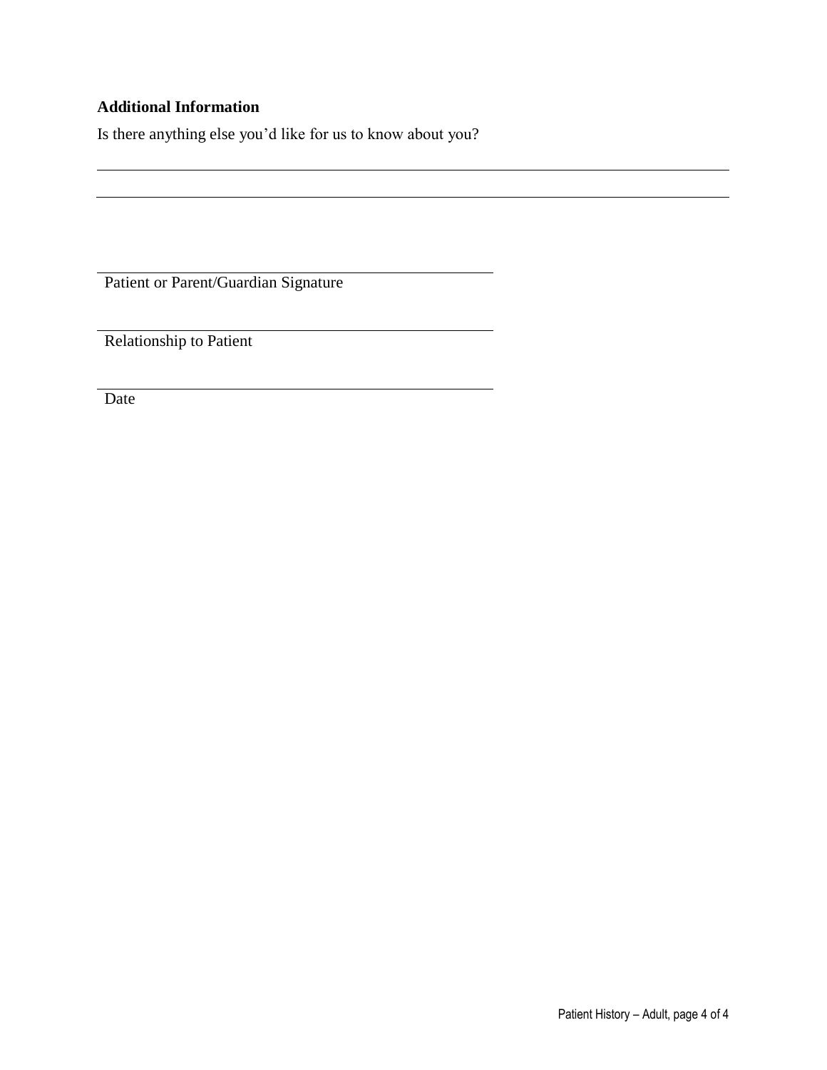**Additional Information**

Is there anything else you'd like for us to know about you?

\_\_\_\_\_\_\_\_\_\_\_\_\_\_\_\_\_\_\_\_\_\_\_\_\_\_\_\_\_\_\_\_\_\_\_\_\_\_\_\_\_\_\_\_\_\_\_\_\_\_\_\_\_\_\_\_\_\_\_\_\_\_\_\_\_\_\_\_\_\_\_\_\_\_\_\_

\_\_\_\_\_\_\_\_\_\_\_\_\_\_\_\_\_\_\_\_\_\_\_\_\_\_\_\_\_\_\_\_\_\_\_\_\_\_\_\_\_\_\_\_\_\_\_\_\_\_\_\_\_\_\_\_\_\_\_\_\_\_\_\_\_\_\_\_\_\_\_\_\_\_\_\_

\_\_\_\_\_\_\_\_\_\_\_\_\_\_\_\_\_\_\_\_\_\_\_\_\_\_\_\_\_\_\_\_\_\_\_\_\_\_\_\_\_\_\_\_

Patient or Parent/Guardian Signature

\_\_\_\_\_\_\_\_\_\_\_\_\_\_\_\_\_\_\_\_\_\_\_\_\_\_\_\_\_\_\_\_\_\_\_\_\_\_\_\_\_\_\_\_

Relationship to Patient

\_\_\_\_\_\_\_\_\_\_\_\_\_\_\_\_\_\_\_\_\_\_\_\_\_\_\_\_\_\_\_\_\_\_\_\_\_\_\_\_\_\_\_\_

Date